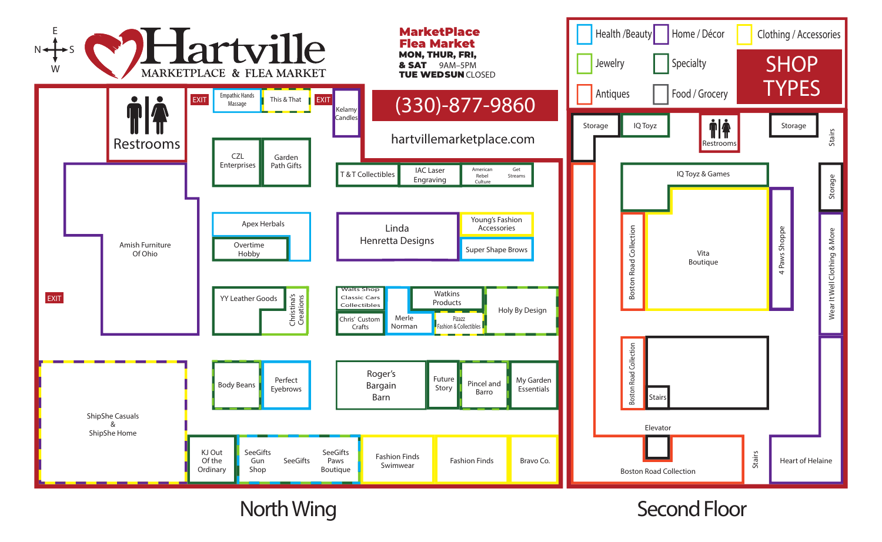# Hartville MARKETPLACE & FLEA MARKET

**MarketPlace Flea Market**
**MON, THUR, FRI, & SAT** 9AM–5PM
**TUE WEDSUN** CLOSED

(330)-877-9860

hartvillemarketplace.com

## SHOP TYPES

- Health /Beauty
- Home / Décor
- Clothing / Accessories
- Jewelry
- Specialty
- Antiques
- Food / Grocery

## North Wing

- Restrooms
- EXIT
- Empathic Hands Massage
- This & That
- EXIT
- Kelamy Candles
- CZL Enterprises
- Garden Path Gifts
- T & T Collectibles
- IAC Laser Engraving
- American Rebel Culture
- Get Streams
- Amish Furniture Of Ohio
- Apex Herbals
- Overtime Hobby
- Linda Henretta Designs
- Young's Fashion Accessories
- Super Shape Brows
- EXIT
- YY Leather Goods
- Christina's Creations
- Walts Shop Classic Cars Collectibles
- Chris' Custom Crafts
- Merle Norman
- Watkins Products
- Pizazz Fashion & Collectibles
- Holy By Design
- ShipShe Casuals & ShipShe Home
- Body Beans
- Perfect Eyebrows
- Roger's Bargain Barn
- Future Story
- Pincel and Barro
- My Garden Essentials
- KJ Out Of the Ordinary
- SeeGifts Gun Shop
- SeeGifts
- SeeGifts Paws Boutique
- Fashion Finds Swimwear
- Fashion Finds
- Bravo Co.

## Second Floor

- Storage
- IQ Toyz
- Restrooms
- Storage
- Stairs
- IQ Toyz & Games
- Storage
- Boston Road Collection
- Vita Boutique
- 4 Paws Shoppe
- Wear It Well Clothing & More
- Boston Road Collection
- Stairs
- Elevator
- Boston Road Collection
- Stairs
- Heart of Helaine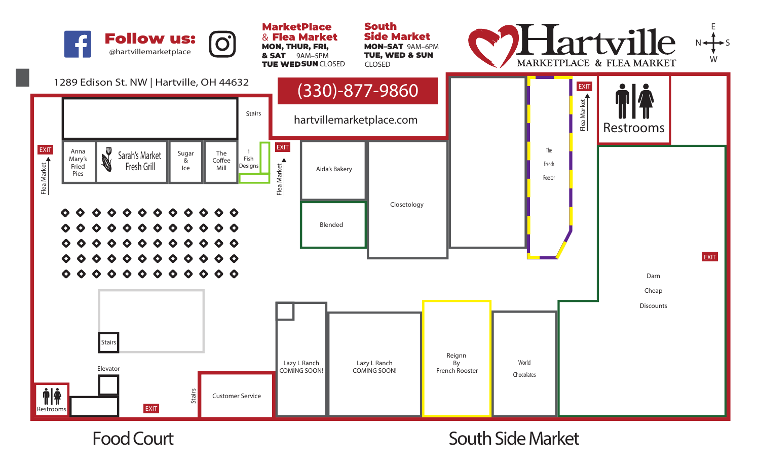**Follow us:** @hartvillemarketplace

**MarketPlace & Flea Market**
MON, THUR, FRI, & SAT 9AM–5PM
TUE WED SUN CLOSED

**South Side Market**
MON–SAT 9AM–6PM
TUE, WED & SUN CLOSED

# Hartville
MARKETPLACE & FLEA MARKET

1289 Edison St. NW | Hartville, OH 44632

(330)-877-9860

hartvillemarketplace.com

E
N S
W

Stairs
EXIT
Flea Market
Anna Mary's Fried Pies
Sarah's Market Fresh Grill
Sugar & Ice
The Coffee Mill
1 Fish Designs
EXIT
Flea Market
Aida's Bakery
Closetology
Blended
The French Rooster
EXIT
Flea Market
Restrooms
Darn Cheap Discounts
EXIT
Stairs
Elevator
Restrooms
EXIT
Stairs
Customer Service
Lazy L Ranch COMING SOON!
Lazy L Ranch COMING SOON!
Reignn By French Rooster
World Chocolates

Food Court

South Side Market